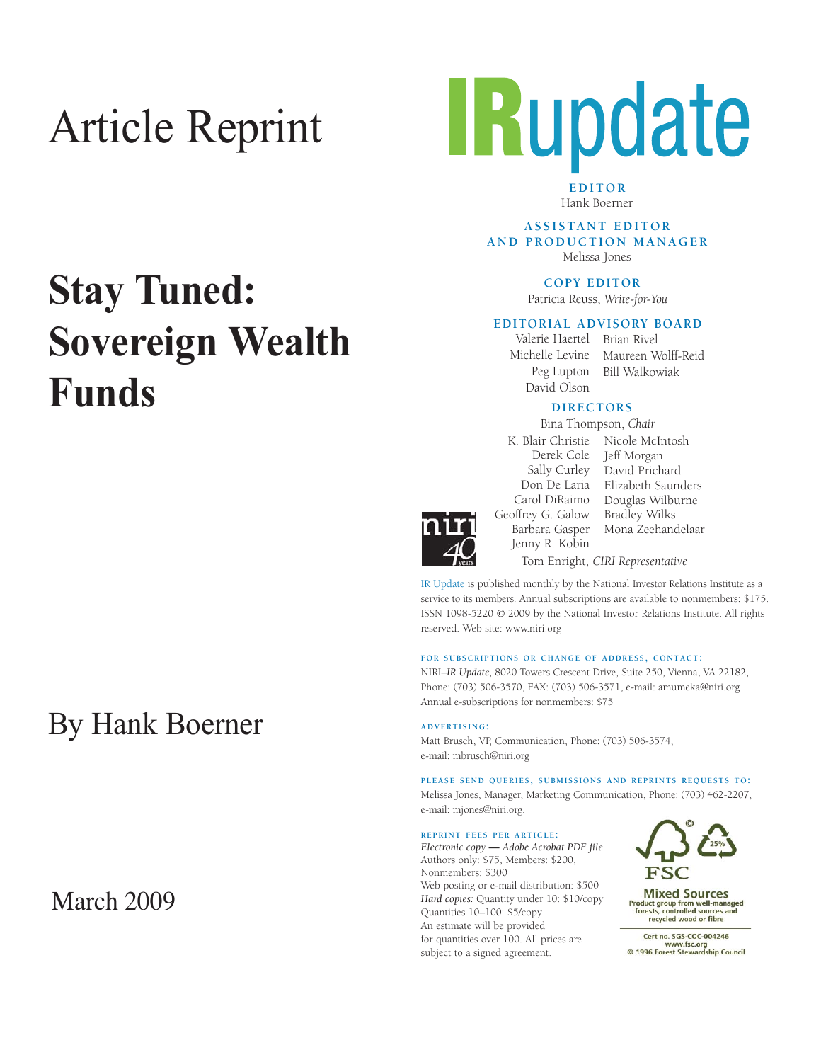Article Reprint

# Stay Tuned: Sovereign Wealth Funds

By Hank Boerner

March 2009

# IRupdate

**EDITOR**
Hank Boerner

**ASSISTANT EDITOR AND PRODUCTION MANAGER**
Melissa Jones

**COPY EDITOR**
Patricia Reuss, *Write-for-You*

**EDITORIAL ADVISORY BOARD**
Valerie Haertel
Michelle Levine
Peg Lupton
David Olson
Brian Rivel
Maureen Wolff-Reid
Bill Walkowiak

**DIRECTORS**
Bina Thompson, *Chair*
K. Blair Christie
Derek Cole
Sally Curley
Don De Laria
Carol DiRaimo
Geoffrey G. Galow
Barbara Gasper
Jenny R. Kobin
Nicole McIntosh
Jeff Morgan
David Prichard
Elizabeth Saunders
Douglas Wilburne
Bradley Wilks
Mona Zeehandelaar
Tom Enright, *CIRI Representative*

IR Update is published monthly by the National Investor Relations Institute as a service to its members. Annual subscriptions are available to nonmembers: $175. ISSN 1098-5220 © 2009 by the National Investor Relations Institute. All rights reserved. Web site: www.niri.org

**FOR SUBSCRIPTIONS OR CHANGE OF ADDRESS, CONTACT:**
NIRI–*IR Update*, 8020 Towers Crescent Drive, Suite 250, Vienna, VA 22182, Phone: (703) 506-3570, FAX: (703) 506-3571, e-mail: amumeka@niri.org
Annual e-subscriptions for nonmembers: $75

**ADVERTISING:**
Matt Brusch, VP, Communication, Phone: (703) 506-3574, e-mail: mbrusch@niri.org

**PLEASE SEND QUERIES, SUBMISSIONS AND REPRINTS REQUESTS TO:**
Melissa Jones, Manager, Marketing Communication, Phone: (703) 462-2207, e-mail: mjones@niri.org.

**REPRINT FEES PER ARTICLE:**
*Electronic copy — Adobe Acrobat PDF file*
Authors only: $75, Members: $200, Nonmembers: $300
Web posting or e-mail distribution: $500
*Hard copies:* Quantity under 10: $10/copy
Quantities 10–100: $5/copy
An estimate will be provided for quantities over 100. All prices are subject to a signed agreement.

FSC Mixed Sources
Product group from well-managed forests, controlled sources and recycled wood or fibre
Cert no. SGS-COC-004246
www.fsc.org
© 1996 Forest Stewardship Council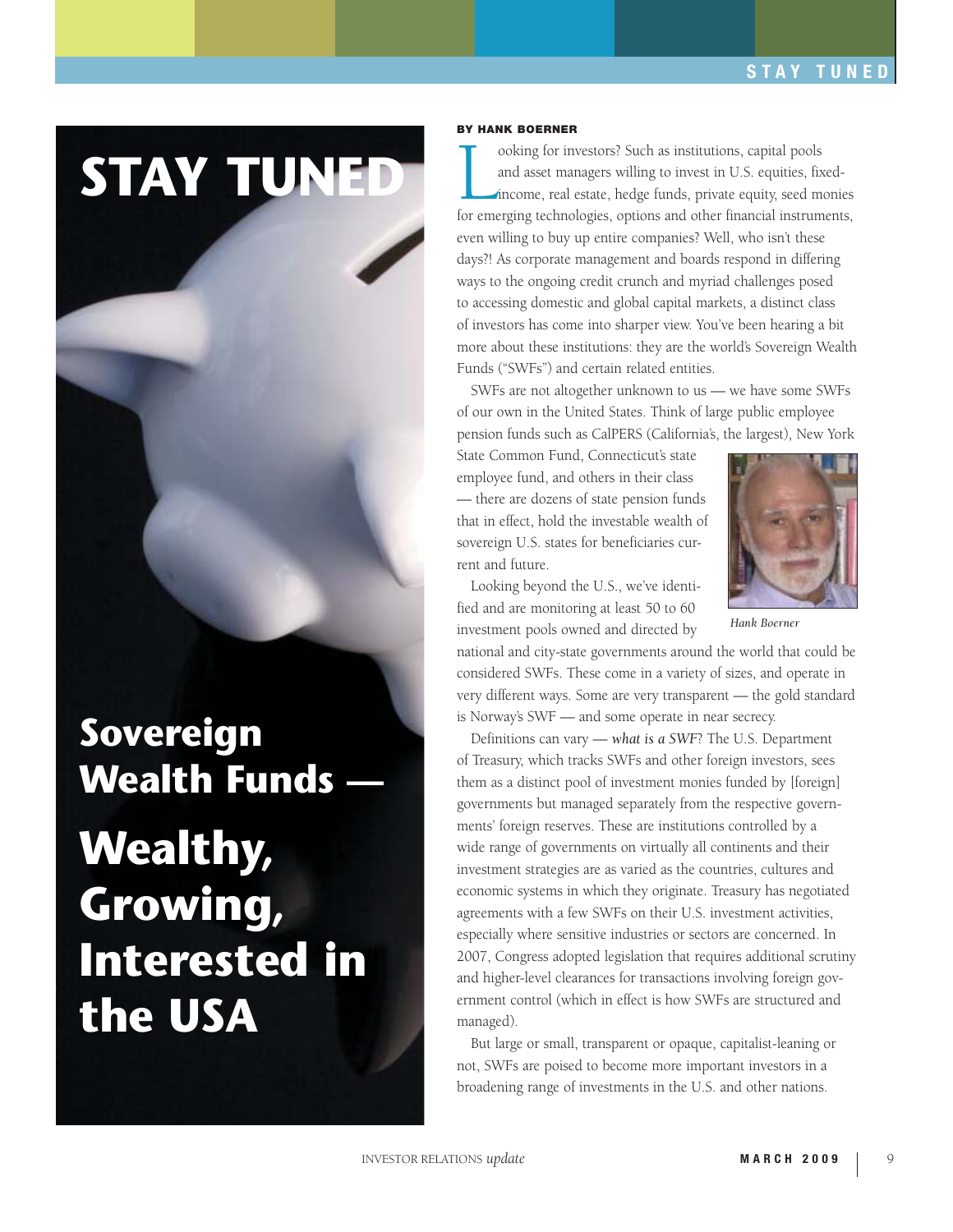# STAY TUNED

## Sovereign Wealth Funds —

# Wealthy, Growing, Interested in the USA

**BY HANK BOERNER**

Looking for investors? Such as institutions, capital pools and asset managers willing to invest in U.S. equities, fixed-income, real estate, hedge funds, private equity, seed monies for emerging technologies, options and other financial instruments, even willing to buy up entire companies? Well, who isn't these days?! As corporate management and boards respond in differing ways to the ongoing credit crunch and myriad challenges posed to accessing domestic and global capital markets, a distinct class of investors has come into sharper view. You've been hearing a bit more about these institutions: they are the world's Sovereign Wealth Funds ("SWFs") and certain related entities.

SWFs are not altogether unknown to us — we have some SWFs of our own in the United States. Think of large public employee pension funds such as CalPERS (California's, the largest), New York State Common Fund, Connecticut's state employee fund, and others in their class — there are dozens of state pension funds that in effect, hold the investable wealth of sovereign U.S. states for beneficiaries current and future.

*Hank Boerner*

Looking beyond the U.S., we've identified and are monitoring at least 50 to 60 investment pools owned and directed by national and city-state governments around the world that could be considered SWFs. These come in a variety of sizes, and operate in very different ways. Some are very transparent — the gold standard is Norway's SWF — and some operate in near secrecy.

Definitions can vary — *what is a SWF*? The U.S. Department of Treasury, which tracks SWFs and other foreign investors, sees them as a distinct pool of investment monies funded by [foreign] governments but managed separately from the respective governments' foreign reserves. These are institutions controlled by a wide range of governments on virtually all continents and their investment strategies are as varied as the countries, cultures and economic systems in which they originate. Treasury has negotiated agreements with a few SWFs on their U.S. investment activities, especially where sensitive industries or sectors are concerned. In 2007, Congress adopted legislation that requires additional scrutiny and higher-level clearances for transactions involving foreign government control (which in effect is how SWFs are structured and managed).

But large or small, transparent or opaque, capitalist-leaning or not, SWFs are poised to become more important investors in a broadening range of investments in the U.S. and other nations.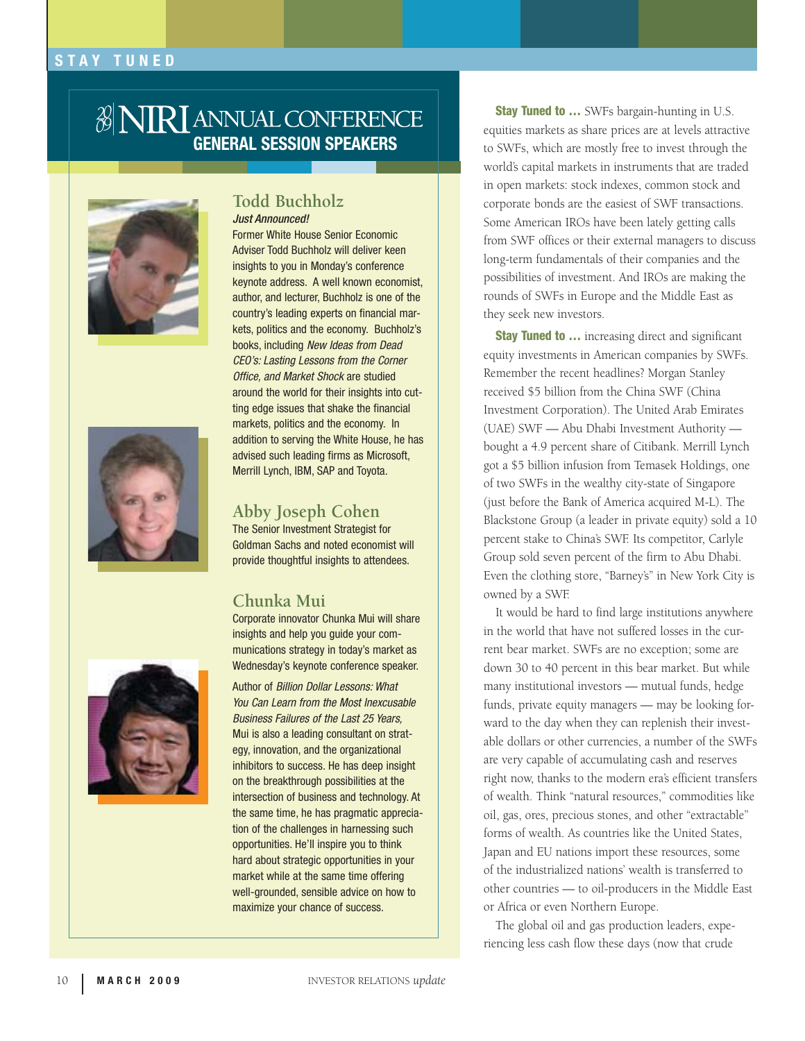## NIRI ANNUAL CONFERENCE
### GENERAL SESSION SPEAKERS

### Todd Buchholz

*Just Announced!*

Former White House Senior Economic Adviser Todd Buchholz will deliver keen insights to you in Monday's conference keynote address. A well known economist, author, and lecturer, Buchholz is one of the country's leading experts on financial markets, politics and the economy. Buchholz's books, including *New Ideas from Dead CEO's: Lasting Lessons from the Corner Office, and Market Shock* are studied around the world for their insights into cutting edge issues that shake the financial markets, politics and the economy. In addition to serving the White House, he has advised such leading firms as Microsoft, Merrill Lynch, IBM, SAP and Toyota.

### Abby Joseph Cohen

The Senior Investment Strategist for Goldman Sachs and noted economist will provide thoughtful insights to attendees.

### Chunka Mui

Corporate innovator Chunka Mui will share insights and help you guide your communications strategy in today's market as Wednesday's keynote conference speaker.

Author of *Billion Dollar Lessons: What You Can Learn from the Most Inexcusable Business Failures of the Last 25 Years,* Mui is also a leading consultant on strategy, innovation, and the organizational inhibitors to success. He has deep insight on the breakthrough possibilities at the intersection of business and technology. At the same time, he has pragmatic appreciation of the challenges in harnessing such opportunities. He'll inspire you to think hard about strategic opportunities in your market while at the same time offering well-grounded, sensible advice on how to maximize your chance of success.

**Stay Tuned to …** SWFs bargain-hunting in U.S. equities markets as share prices are at levels attractive to SWFs, which are mostly free to invest through the world's capital markets in instruments that are traded in open markets: stock indexes, common stock and corporate bonds are the easiest of SWF transactions. Some American IROs have been lately getting calls from SWF offices or their external managers to discuss long-term fundamentals of their companies and the possibilities of investment. And IROs are making the rounds of SWFs in Europe and the Middle East as they seek new investors.

**Stay Tuned to …** increasing direct and significant equity investments in American companies by SWFs. Remember the recent headlines? Morgan Stanley received $5 billion from the China SWF (China Investment Corporation). The United Arab Emirates (UAE) SWF — Abu Dhabi Investment Authority — bought a 4.9 percent share of Citibank. Merrill Lynch got a $5 billion infusion from Temasek Holdings, one of two SWFs in the wealthy city-state of Singapore (just before the Bank of America acquired M-L). The Blackstone Group (a leader in private equity) sold a 10 percent stake to China's SWF. Its competitor, Carlyle Group sold seven percent of the firm to Abu Dhabi. Even the clothing store, "Barney's" in New York City is owned by a SWF.

It would be hard to find large institutions anywhere in the world that have not suffered losses in the current bear market. SWFs are no exception; some are down 30 to 40 percent in this bear market. But while many institutional investors — mutual funds, hedge funds, private equity managers — may be looking forward to the day when they can replenish their investable dollars or other currencies, a number of the SWFs are very capable of accumulating cash and reserves right now, thanks to the modern era's efficient transfers of wealth. Think "natural resources," commodities like oil, gas, ores, precious stones, and other "extractable" forms of wealth. As countries like the United States, Japan and EU nations import these resources, some of the industrialized nations' wealth is transferred to other countries — to oil-producers in the Middle East or Africa or even Northern Europe.

The global oil and gas production leaders, experiencing less cash flow these days (now that crude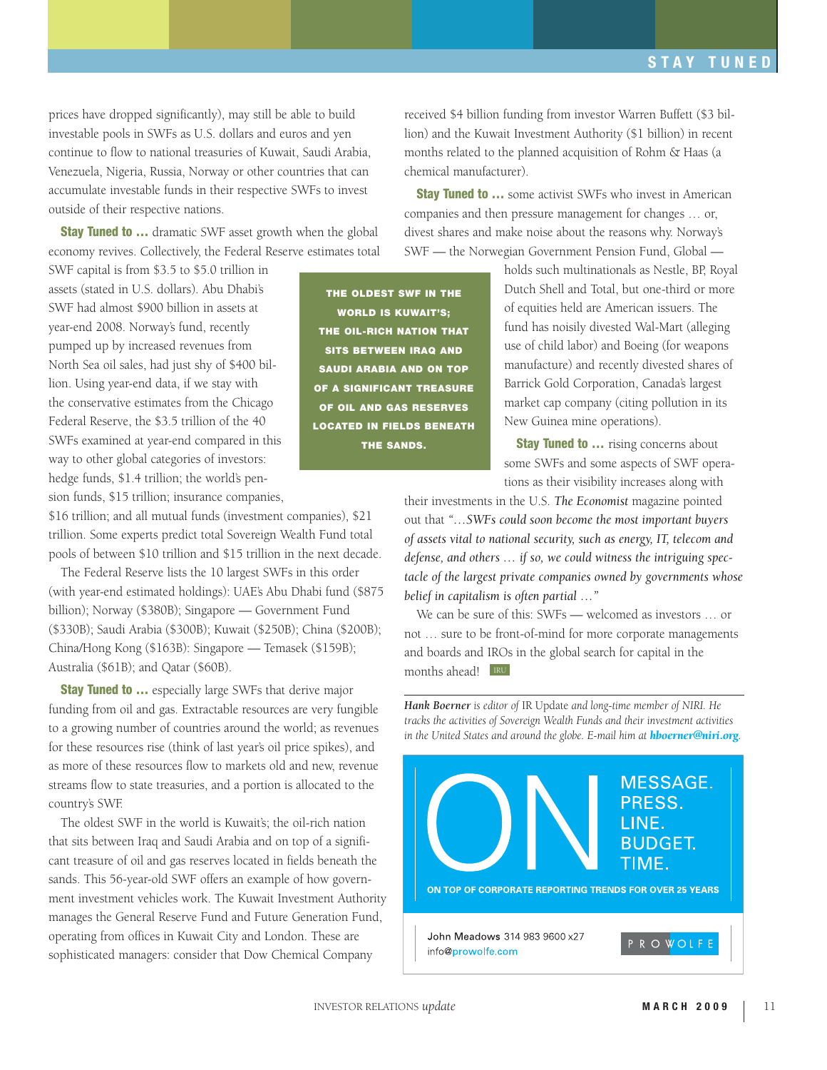prices have dropped significantly), may still be able to build investable pools in SWFs as U.S. dollars and euros and yen continue to flow to national treasuries of Kuwait, Saudi Arabia, Venezuela, Nigeria, Russia, Norway or other countries that can accumulate investable funds in their respective SWFs to invest outside of their respective nations.

**Stay Tuned to …** dramatic SWF asset growth when the global economy revives. Collectively, the Federal Reserve estimates total SWF capital is from $3.5 to $5.0 trillion in assets (stated in U.S. dollars). Abu Dhabi's SWF had almost $900 billion in assets at year-end 2008. Norway's fund, recently pumped up by increased revenues from North Sea oil sales, had just shy of $400 billion. Using year-end data, if we stay with the conservative estimates from the Chicago Federal Reserve, the $3.5 trillion of the 40 SWFs examined at year-end compared in this way to other global categories of investors: hedge funds, $1.4 trillion; the world's pension funds, $15 trillion; insurance companies, $16 trillion; and all mutual funds (investment companies), $21 trillion. Some experts predict total Sovereign Wealth Fund total pools of between $10 trillion and $15 trillion in the next decade.

The Federal Reserve lists the 10 largest SWFs in this order (with year-end estimated holdings): UAE's Abu Dhabi fund ($875 billion); Norway ($380B); Singapore — Government Fund ($330B); Saudi Arabia ($300B); Kuwait ($250B); China ($200B); China/Hong Kong ($163B): Singapore — Temasek ($159B); Australia ($61B); and Qatar ($60B).

**Stay Tuned to …** especially large SWFs that derive major funding from oil and gas. Extractable resources are very fungible to a growing number of countries around the world; as revenues for these resources rise (think of last year's oil price spikes), and as more of these resources flow to markets old and new, revenue streams flow to state treasuries, and a portion is allocated to the country's SWF.

**THE OLDEST SWF IN THE WORLD IS KUWAIT'S; THE OIL-RICH NATION THAT SITS BETWEEN IRAQ AND SAUDI ARABIA AND ON TOP OF A SIGNIFICANT TREASURE OF OIL AND GAS RESERVES LOCATED IN FIELDS BENEATH THE SANDS.**

The oldest SWF in the world is Kuwait's; the oil-rich nation that sits between Iraq and Saudi Arabia and on top of a significant treasure of oil and gas reserves located in fields beneath the sands. This 56-year-old SWF offers an example of how government investment vehicles work. The Kuwait Investment Authority manages the General Reserve Fund and Future Generation Fund, operating from offices in Kuwait City and London. These are sophisticated managers: consider that Dow Chemical Company received $4 billion funding from investor Warren Buffett ($3 billion) and the Kuwait Investment Authority ($1 billion) in recent months related to the planned acquisition of Rohm & Haas (a chemical manufacturer).

**Stay Tuned to …** some activist SWFs who invest in American companies and then pressure management for changes … or, divest shares and make noise about the reasons why. Norway's SWF — the Norwegian Government Pension Fund, Global — holds such multinationals as Nestle, BP, Royal Dutch Shell and Total, but one-third or more of equities held are American issuers. The fund has noisily divested Wal-Mart (alleging use of child labor) and Boeing (for weapons manufacture) and recently divested shares of Barrick Gold Corporation, Canada's largest market cap company (citing pollution in its New Guinea mine operations).

**Stay Tuned to …** rising concerns about some SWFs and some aspects of SWF operations as their visibility increases along with their investments in the U.S. *The Economist* magazine pointed out that *"…SWFs could soon become the most important buyers of assets vital to national security, such as energy, IT, telecom and defense, and others … if so, we could witness the intriguing spectacle of the largest private companies owned by governments whose belief in capitalism is often partial …"*

We can be sure of this: SWFs — welcomed as investors … or not … sure to be front-of-mind for more corporate managements and boards and IROs in the global search for capital in the months ahead! IRU

***Hank Boerner*** *is editor of* IR Update *and long-time member of NIRI. He tracks the activities of Sovereign Wealth Funds and their investment activities in the United States and around the globe. E-mail him at* ***hboerner@niri.org****.*

ON MESSAGE. PRESS. LINE. BUDGET. TIME.

ON TOP OF CORPORATE REPORTING TRENDS FOR OVER 25 YEARS

John Meadows 314 983 9600 x27
info@prowolfe.com

PROWOLFE